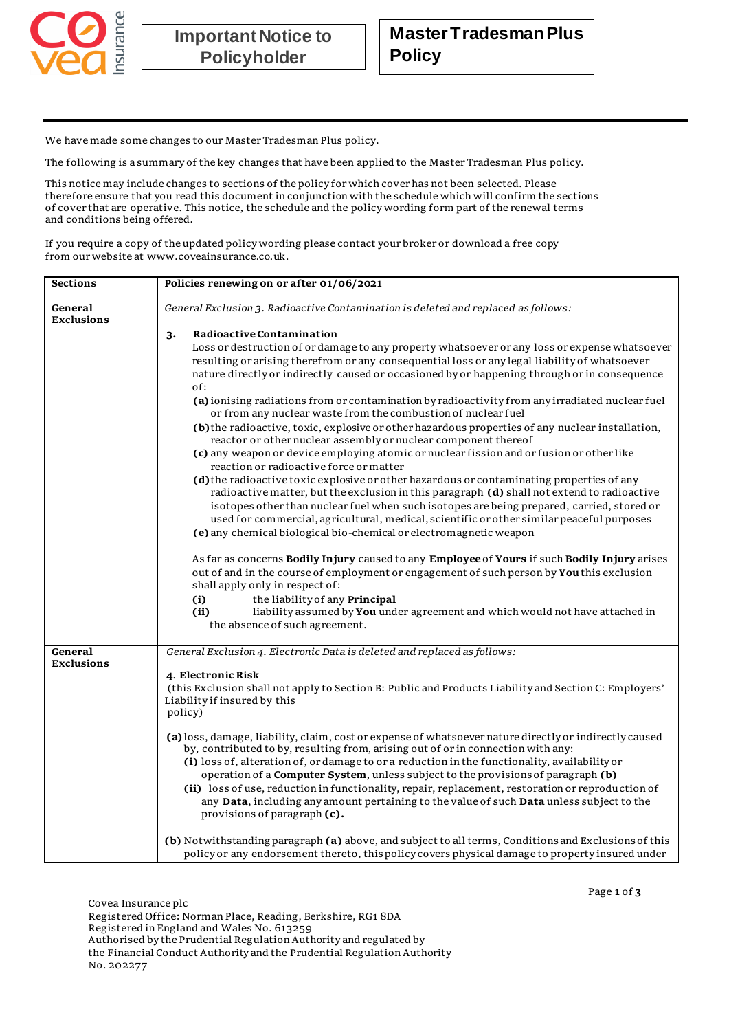# Important Notice to Policyholder

# Master Tradesman Plus Policy

We have made some changes to our Master Tradesman Plus policy.

The following is a summary of the key changes that have been applied to the Master Tradesman Plus policy.

This notice may include changes to sections of the policy for which cover has not been selected. Please therefore ensure that you read this document in conjunction with the schedule which will confirm the sections of cover that are operative. This notice, the schedule and the policy wording form part of the renewal terms and conditions being offered.

If you require a copy of the updated policy wording please contact your broker or download a free copy from our website at www.coveainsurance.co.uk.

| Sections | Policies renewing on or after 01/06/2021 |
|---|---|
| **General Exclusions** | *General Exclusion 3. Radioactive Contamination is deleted and replaced as follows:*<br><br>**3. Radioactive Contamination**<br>Loss or destruction of or damage to any property whatsoever or any loss or expense whatsoever resulting or arising therefrom or any consequential loss or any legal liability of whatsoever nature directly or indirectly caused or occasioned by or happening through or in consequence of:<br>**(a)** ionising radiations from or contamination by radioactivity from any irradiated nuclear fuel or from any nuclear waste from the combustion of nuclear fuel<br>**(b)** the radioactive, toxic, explosive or other hazardous properties of any nuclear installation, reactor or other nuclear assembly or nuclear component thereof<br>**(c)** any weapon or device employing atomic or nuclear fission and or fusion or other like reaction or radioactive force or matter<br>**(d)** the radioactive toxic explosive or other hazardous or contaminating properties of any radioactive matter, but the exclusion in this paragraph **(d)** shall not extend to radioactive isotopes other than nuclear fuel when such isotopes are being prepared, carried, stored or used for commercial, agricultural, medical, scientific or other similar peaceful purposes<br>**(e)** any chemical biological bio-chemical or electromagnetic weapon<br><br>As far as concerns **Bodily Injury** caused to any **Employee** of **Yours** if such **Bodily Injury** arises out of and in the course of employment or engagement of such person by **You** this exclusion shall apply only in respect of:<br>**(i)** the liability of any **Principal**<br>**(ii)** liability assumed by **You** under agreement and which would not have attached in the absence of such agreement. |
| **General Exclusions** | *General Exclusion 4. Electronic Data is deleted and replaced as follows:*<br><br>**4. Electronic Risk**<br>(this Exclusion shall not apply to Section B: Public and Products Liability and Section C: Employers' Liability if insured by this policy)<br><br>**(a)** loss, damage, liability, claim, cost or expense of whatsoever nature directly or indirectly caused by, contributed to by, resulting from, arising out of or in connection with any:<br>**(i)** loss of, alteration of, or damage to or a reduction in the functionality, availability or operation of a **Computer System**, unless subject to the provisions of paragraph **(b)**<br>**(ii)** loss of use, reduction in functionality, repair, replacement, restoration or reproduction of any **Data**, including any amount pertaining to the value of such **Data** unless subject to the provisions of paragraph **(c)**.<br><br>**(b)** Notwithstanding paragraph **(a)** above, and subject to all terms, Conditions and Exclusions of this policy or any endorsement thereto, this policy covers physical damage to property insured under |

Covea Insurance plc
Registered Office: Norman Place, Reading, Berkshire, RG1 8DA
Registered in England and Wales No. 613259
Authorised by the Prudential Regulation Authority and regulated by the Financial Conduct Authority and the Prudential Regulation Authority No. 202277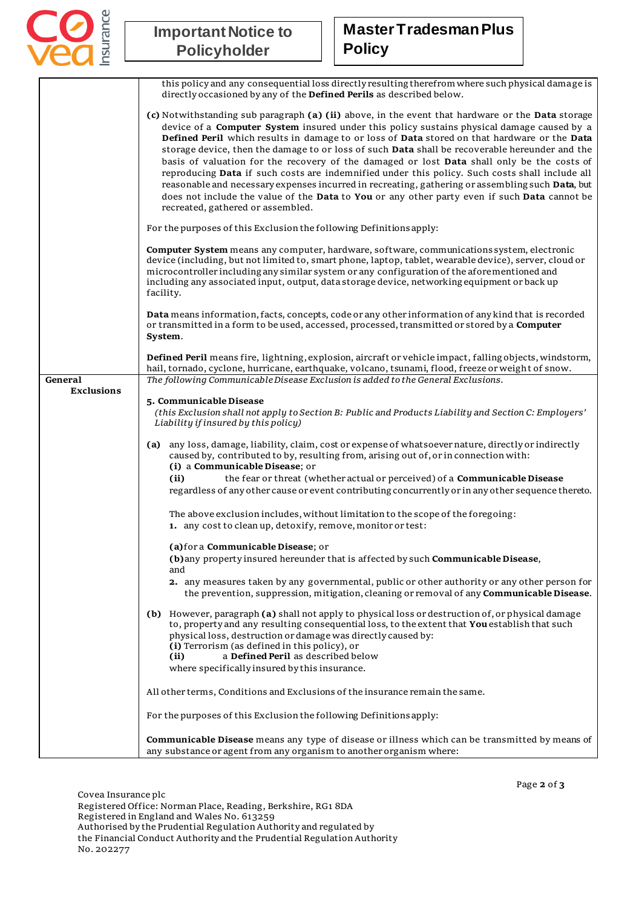this policy and any consequential loss directly resulting therefrom where such physical damage is directly occasioned by any of the **Defined Perils** as described below.

**(c)** Notwithstanding sub paragraph **(a) (ii)** above, in the event that hardware or the **Data** storage device of a **Computer System** insured under this policy sustains physical damage caused by a **Defined Peril** which results in damage to or loss of **Data** stored on that hardware or the **Data** storage device, then the damage to or loss of such **Data** shall be recoverable hereunder and the basis of valuation for the recovery of the damaged or lost **Data** shall only be the costs of reproducing **Data** if such costs are indemnified under this policy. Such costs shall include all reasonable and necessary expenses incurred in recreating, gathering or assembling such **Data**, but does not include the value of the **Data** to **You** or any other party even if such **Data** cannot be recreated, gathered or assembled.

For the purposes of this Exclusion the following Definitions apply:

**Computer System** means any computer, hardware, software, communications system, electronic device (including, but not limited to, smart phone, laptop, tablet, wearable device), server, cloud or microcontroller including any similar system or any configuration of the aforementioned and including any associated input, output, data storage device, networking equipment or back up facility.

**Data** means information, facts, concepts, code or any other information of any kind that is recorded or transmitted in a form to be used, accessed, processed, transmitted or stored by a **Computer System**.

**Defined Peril** means fire, lightning, explosion, aircraft or vehicle impact, falling objects, windstorm, hail, tornado, cyclone, hurricane, earthquake, volcano, tsunami, flood, freeze or weight of snow.

## General Exclusions

*The following Communicable Disease Exclusion is added to the General Exclusions.*

**5. Communicable Disease**

*(this Exclusion shall not apply to Section B: Public and Products Liability and Section C: Employers' Liability if insured by this policy)*

**(a)** any loss, damage, liability, claim, cost or expense of whatsoever nature, directly or indirectly caused by, contributed to by, resulting from, arising out of, or in connection with:
**(i)** a **Communicable Disease**; or
**(ii)** the fear or threat (whether actual or perceived) of a **Communicable Disease**
regardless of any other cause or event contributing concurrently or in any other sequence thereto.

The above exclusion includes, without limitation to the scope of the foregoing:
**1.** any cost to clean up, detoxify, remove, monitor or test:

**(a)** for a **Communicable Disease**; or
**(b)** any property insured hereunder that is affected by such **Communicable Disease**,
and
**2.** any measures taken by any governmental, public or other authority or any other person for the prevention, suppression, mitigation, cleaning or removal of any **Communicable Disease**.

**(b)** However, paragraph **(a)** shall not apply to physical loss or destruction of, or physical damage to, property and any resulting consequential loss, to the extent that **You** establish that such physical loss, destruction or damage was directly caused by:
**(i)** Terrorism (as defined in this policy), or
**(ii)** a **Defined Peril** as described below
where specifically insured by this insurance.

All other terms, Conditions and Exclusions of the insurance remain the same.

For the purposes of this Exclusion the following Definitions apply:

**Communicable Disease** means any type of disease or illness which can be transmitted by means of any substance or agent from any organism to another organism where:

Covea Insurance plc
Registered Office: Norman Place, Reading, Berkshire, RG1 8DA
Registered in England and Wales No. 613259
Authorised by the Prudential Regulation Authority and regulated by the Financial Conduct Authority and the Prudential Regulation Authority No. 202277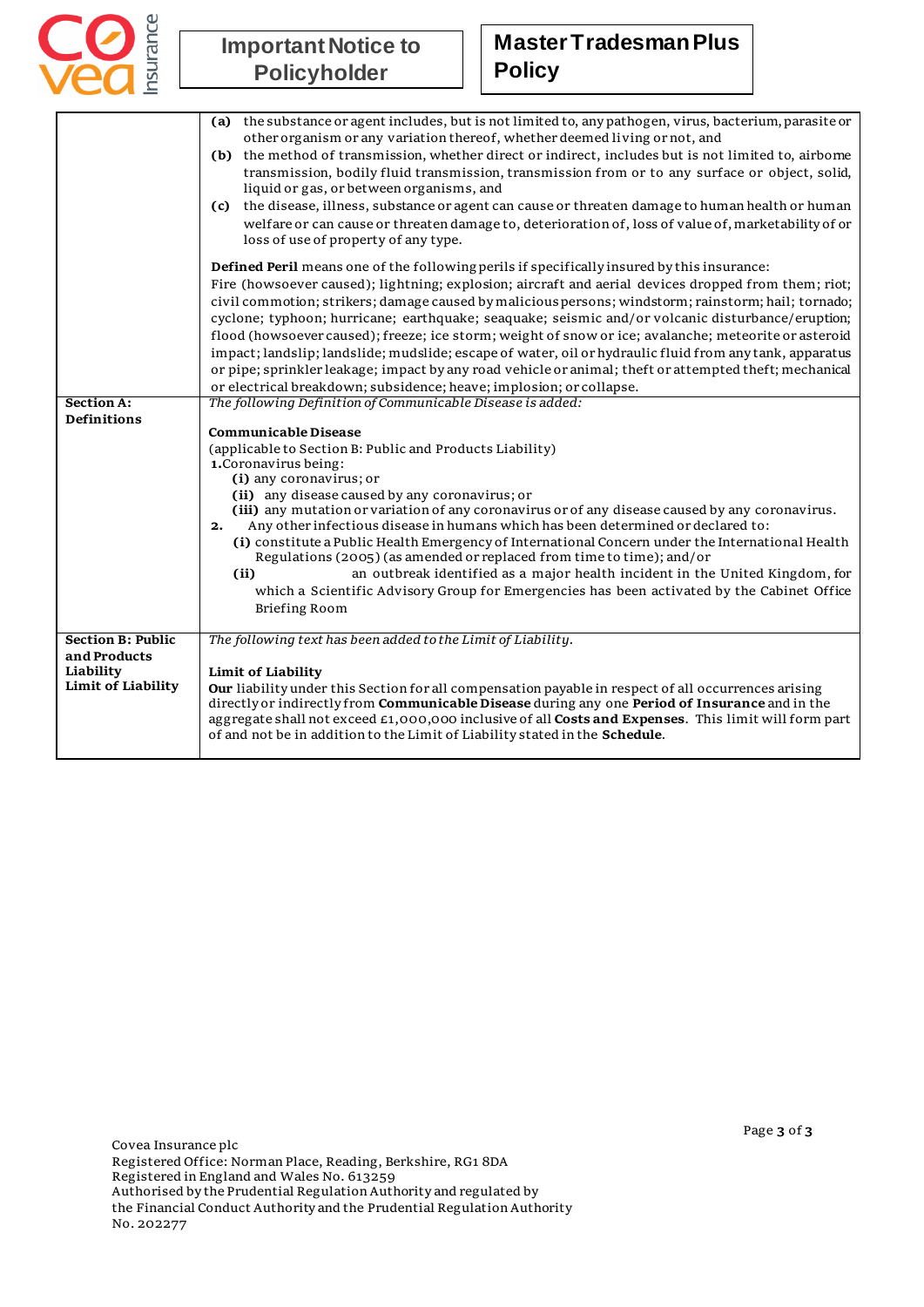# Important Notice to Policyholder

# Master Tradesman Plus Policy

| | |
|---|---|
| | **(a)** the substance or agent includes, but is not limited to, any pathogen, virus, bacterium, parasite or other organism or any variation thereof, whether deemed living or not, and<br>**(b)** the method of transmission, whether direct or indirect, includes but is not limited to, airborne transmission, bodily fluid transmission, transmission from or to any surface or object, solid, liquid or gas, or between organisms, and<br>**(c)** the disease, illness, substance or agent can cause or threaten damage to human health or human welfare or can cause or threaten damage to, deterioration of, loss of value of, marketability of or loss of use of property of any type.<br><br>**Defined Peril** means one of the following perils if specifically insured by this insurance: Fire (howsoever caused); lightning; explosion; aircraft and aerial devices dropped from them; riot; civil commotion; strikers; damage caused by malicious persons; windstorm; rainstorm; hail; tornado; cyclone; typhoon; hurricane; earthquake; seaquake; seismic and/or volcanic disturbance/eruption; flood (howsoever caused); freeze; ice storm; weight of snow or ice; avalanche; meteorite or asteroid impact; landslip; landslide; mudslide; escape of water, oil or hydraulic fluid from any tank, apparatus or pipe; sprinkler leakage; impact by any road vehicle or animal; theft or attempted theft; mechanical or electrical breakdown; subsidence; heave; implosion; or collapse. |
| **Section A: Definitions** | *The following Definition of Communicable Disease is added:*<br><br>**Communicable Disease**<br>(applicable to Section B: Public and Products Liability)<br>**1.** Coronavirus being:<br>**(i)** any coronavirus; or<br>**(ii)** any disease caused by any coronavirus; or<br>**(iii)** any mutation or variation of any coronavirus or of any disease caused by any coronavirus.<br>**2.** Any other infectious disease in humans which has been determined or declared to:<br>**(i)** constitute a Public Health Emergency of International Concern under the International Health Regulations (2005) (as amended or replaced from time to time); and/or<br>**(ii)** an outbreak identified as a major health incident in the United Kingdom, for which a Scientific Advisory Group for Emergencies has been activated by the Cabinet Office Briefing Room |
| **Section B: Public and Products Liability Limit of Liability** | *The following text has been added to the Limit of Liability.*<br><br>**Limit of Liability**<br>**Our** liability under this Section for all compensation payable in respect of all occurrences arising directly or indirectly from **Communicable Disease** during any one **Period of Insurance** and in the aggregate shall not exceed £1,000,000 inclusive of all **Costs and Expenses**. This limit will form part of and not be in addition to the Limit of Liability stated in the **Schedule**. |

Covea Insurance plc
Registered Office: Norman Place, Reading, Berkshire, RG1 8DA
Registered in England and Wales No. 613259
Authorised by the Prudential Regulation Authority and regulated by the Financial Conduct Authority and the Prudential Regulation Authority
No. 202277